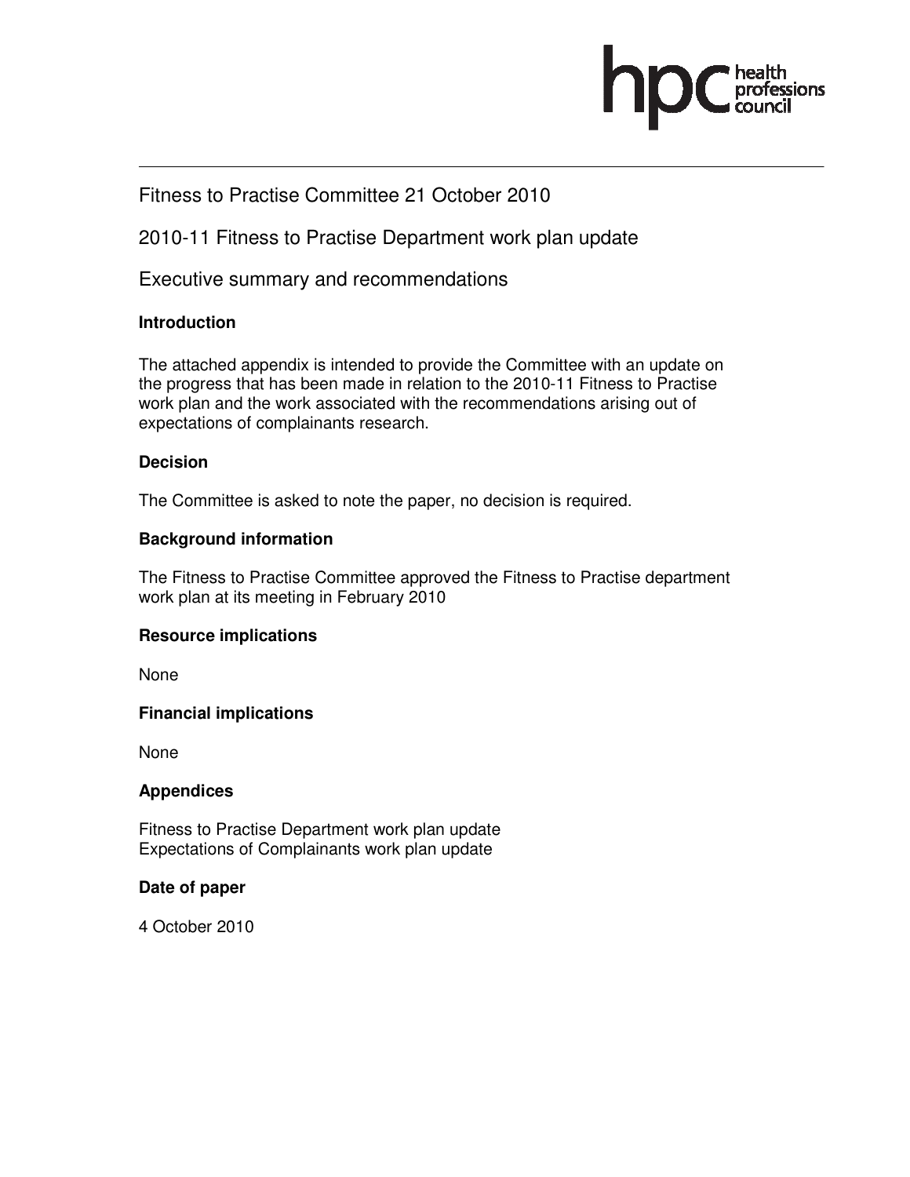Fitness to Practise Committee 21 October 2010

2010-11 Fitness to Practise Department work plan update

Executive summary and recommendations

**Introduction**

The attached appendix is intended to provide the Committee with an update on the progress that has been made in relation to the 2010-11 Fitness to Practise work plan and the work associated with the recommendations arising out of expectations of complainants research.

**Decision**

The Committee is asked to note the paper, no decision is required.

**Background information**

The Fitness to Practise Committee approved the Fitness to Practise department work plan at its meeting in February 2010

**Resource implications**

None

**Financial implications**

None

**Appendices**

Fitness to Practise Department work plan update
Expectations of Complainants work plan update

**Date of paper**

4 October 2010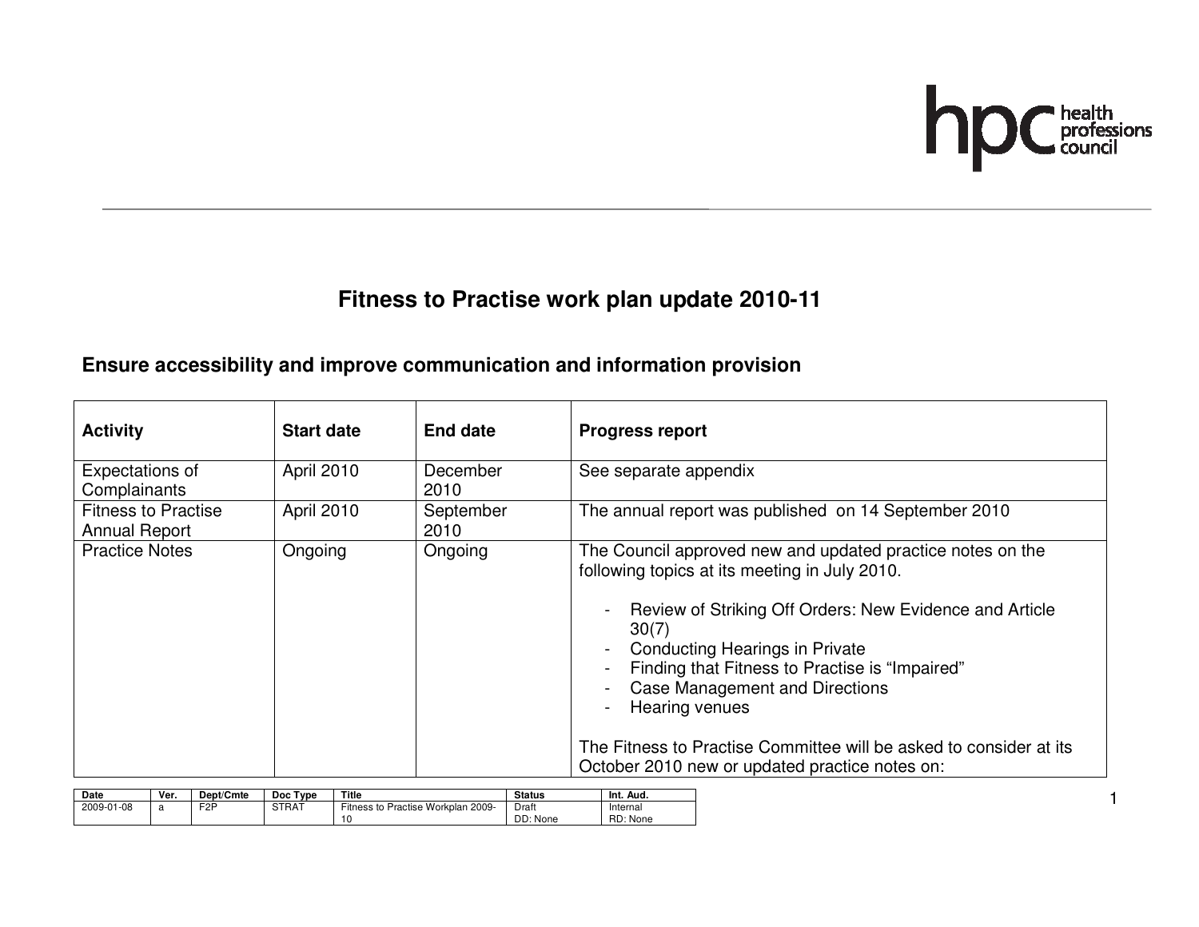# Fitness to Practise work plan update 2010-11

## Ensure accessibility and improve communication and information provision

| Activity | Start date | End date | Progress report |
|---|---|---|---|
| Expectations of Complainants | April 2010 | December 2010 | See separate appendix |
| Fitness to Practise Annual Report | April 2010 | September 2010 | The annual report was published on 14 September 2010 |
| Practice Notes | Ongoing | Ongoing | The Council approved new and updated practice notes on the following topics at its meeting in July 2010.<br><br>- Review of Striking Off Orders: New Evidence and Article 30(7)<br>- Conducting Hearings in Private<br>- Finding that Fitness to Practise is "Impaired"<br>- Case Management and Directions<br>- Hearing venues<br><br>The Fitness to Practise Committee will be asked to consider at its October 2010 new or updated practice notes on: |

| Date | Ver. | Dept/Cmte | Doc Type | Title | Status | Int. Aud. |
|---|---|---|---|---|---|---|
| 2009-01-08 | a | F2P | STRAT | Fitness to Practise Workplan 2009-10 | Draft<br>DD: None | Internal<br>RD: None |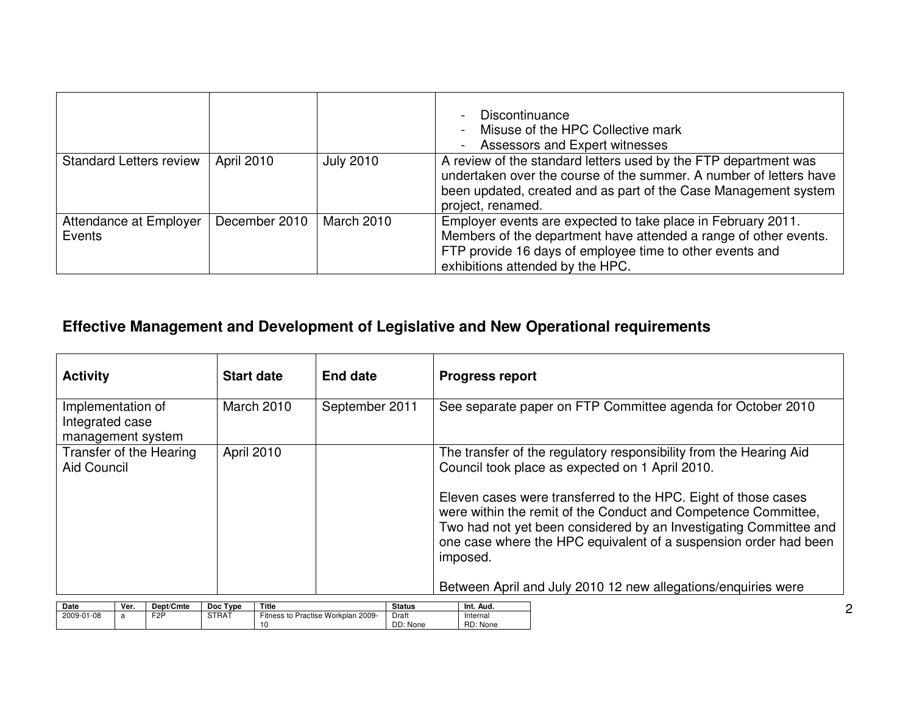| | | | |
|---|---|---|---|
| | | | - Discontinuance<br>- Misuse of the HPC Collective mark<br>- Assessors and Expert witnesses |
| Standard Letters review | April 2010 | July 2010 | A review of the standard letters used by the FTP department was undertaken over the course of the summer. A number of letters have been updated, created and as part of the Case Management system project, renamed. |
| Attendance at Employer Events | December 2010 | March 2010 | Employer events are expected to take place in February 2011. Members of the department have attended a range of other events. FTP provide 16 days of employee time to other events and exhibitions attended by the HPC. |

## Effective Management and Development of Legislative and New Operational requirements

| Activity | Start date | End date | Progress report |
|---|---|---|---|
| Implementation of Integrated case management system | March 2010 | September 2011 | See separate paper on FTP Committee agenda for October 2010 |
| Transfer of the Hearing Aid Council | April 2010 | | The transfer of the regulatory responsibility from the Hearing Aid Council took place as expected on 1 April 2010.<br><br>Eleven cases were transferred to the HPC. Eight of those cases were within the remit of the Conduct and Competence Committee, Two had not yet been considered by an Investigating Committee and one case where the HPC equivalent of a suspension order had been imposed.<br><br>Between April and July 2010 12 new allegations/enquiries were |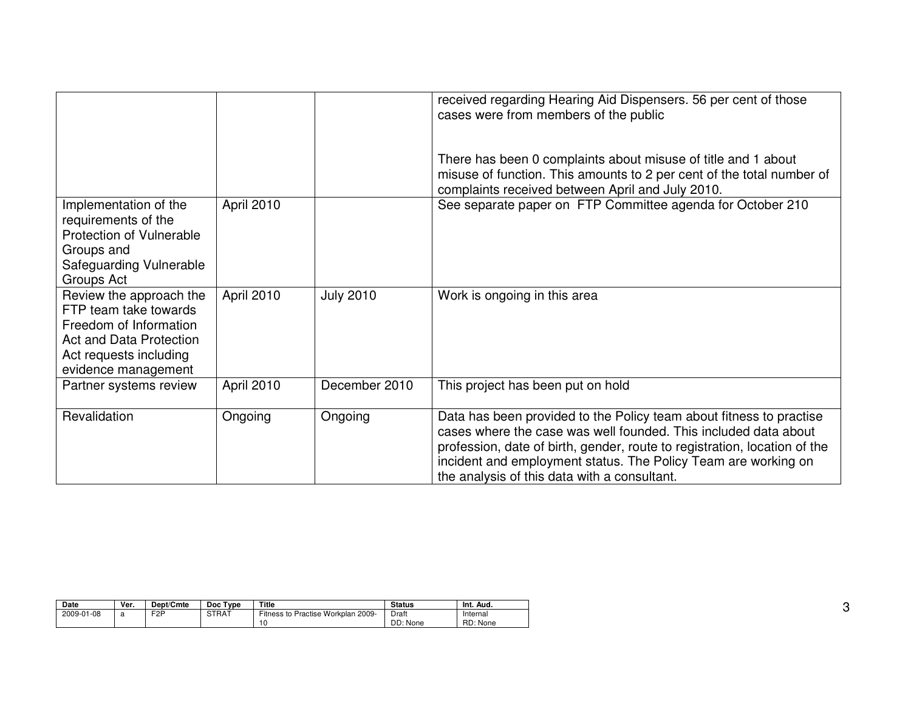| | | | |
|---|---|---|---|
| | | | received regarding Hearing Aid Dispensers. 56 per cent of those cases were from members of the public<br><br>There has been 0 complaints about misuse of title and 1 about misuse of function. This amounts to 2 per cent of the total number of complaints received between April and July 2010. |
| Implementation of the requirements of the Protection of Vulnerable Groups and Safeguarding Vulnerable Groups Act | April 2010 | | See separate paper on FTP Committee agenda for October 210 |
| Review the approach the FTP team take towards Freedom of Information Act and Data Protection Act requests including evidence management | April 2010 | July 2010 | Work is ongoing in this area |
| Partner systems review | April 2010 | December 2010 | This project has been put on hold |
| Revalidation | Ongoing | Ongoing | Data has been provided to the Policy team about fitness to practise cases where the case was well founded. This included data about profession, date of birth, gender, route to registration, location of the incident and employment status. The Policy Team are working on the analysis of this data with a consultant. |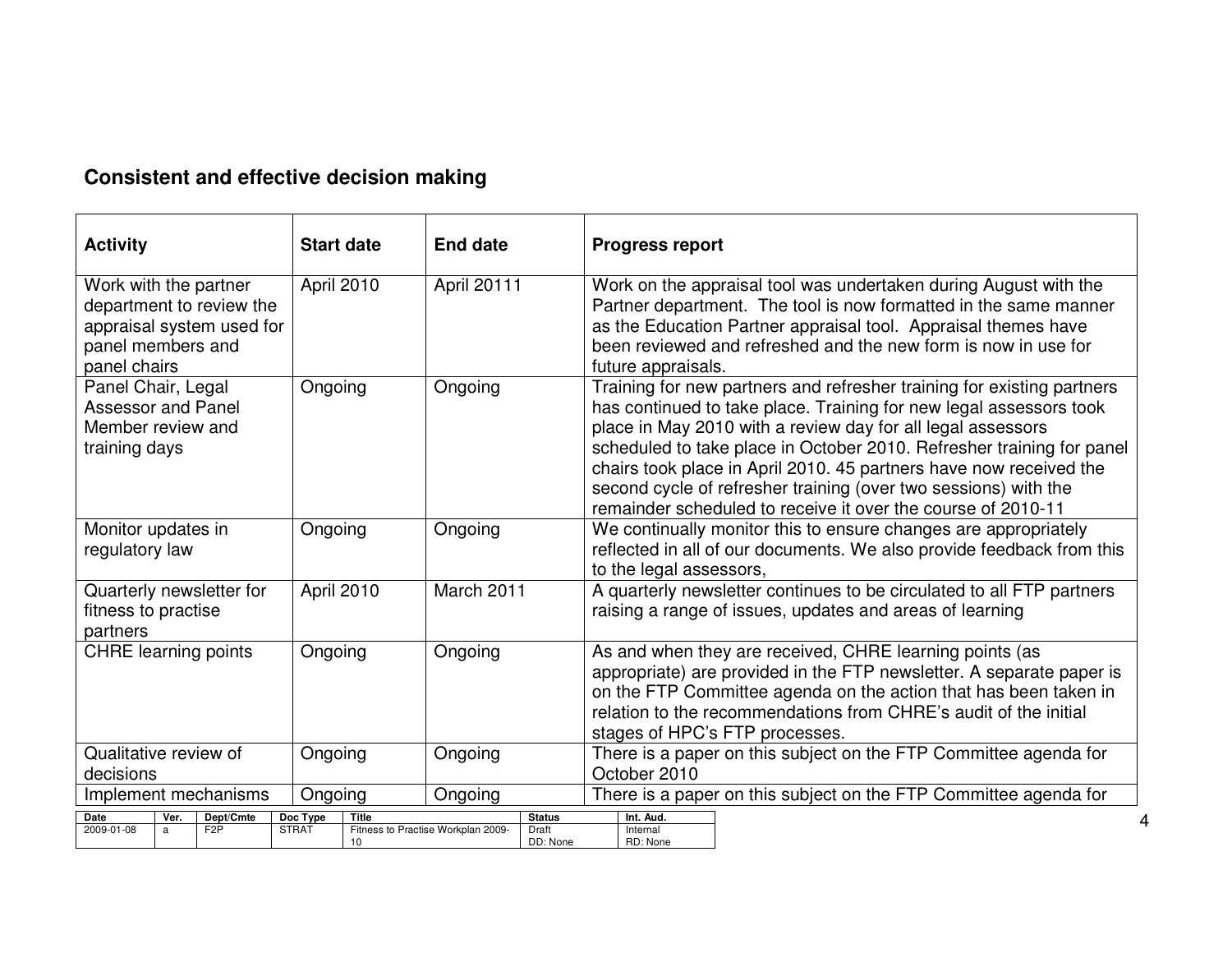## Consistent and effective decision making

| Activity | Start date | End date | Progress report |
|---|---|---|---|
| Work with the partner department to review the appraisal system used for panel members and panel chairs | April 2010 | April 20111 | Work on the appraisal tool was undertaken during August with the Partner department. The tool is now formatted in the same manner as the Education Partner appraisal tool. Appraisal themes have been reviewed and refreshed and the new form is now in use for future appraisals. |
| Panel Chair, Legal Assessor and Panel Member review and training days | Ongoing | Ongoing | Training for new partners and refresher training for existing partners has continued to take place. Training for new legal assessors took place in May 2010 with a review day for all legal assessors scheduled to take place in October 2010. Refresher training for panel chairs took place in April 2010. 45 partners have now received the second cycle of refresher training (over two sessions) with the remainder scheduled to receive it over the course of 2010-11 |
| Monitor updates in regulatory law | Ongoing | Ongoing | We continually monitor this to ensure changes are appropriately reflected in all of our documents. We also provide feedback from this to the legal assessors, |
| Quarterly newsletter for fitness to practise partners | April 2010 | March 2011 | A quarterly newsletter continues to be circulated to all FTP partners raising a range of issues, updates and areas of learning |
| CHRE learning points | Ongoing | Ongoing | As and when they are received, CHRE learning points (as appropriate) are provided in the FTP newsletter. A separate paper is on the FTP Committee agenda on the action that has been taken in relation to the recommendations from CHRE's audit of the initial stages of HPC's FTP processes. |
| Qualitative review of decisions | Ongoing | Ongoing | There is a paper on this subject on the FTP Committee agenda for October 2010 |
| Implement mechanisms | Ongoing | Ongoing | There is a paper on this subject on the FTP Committee agenda for |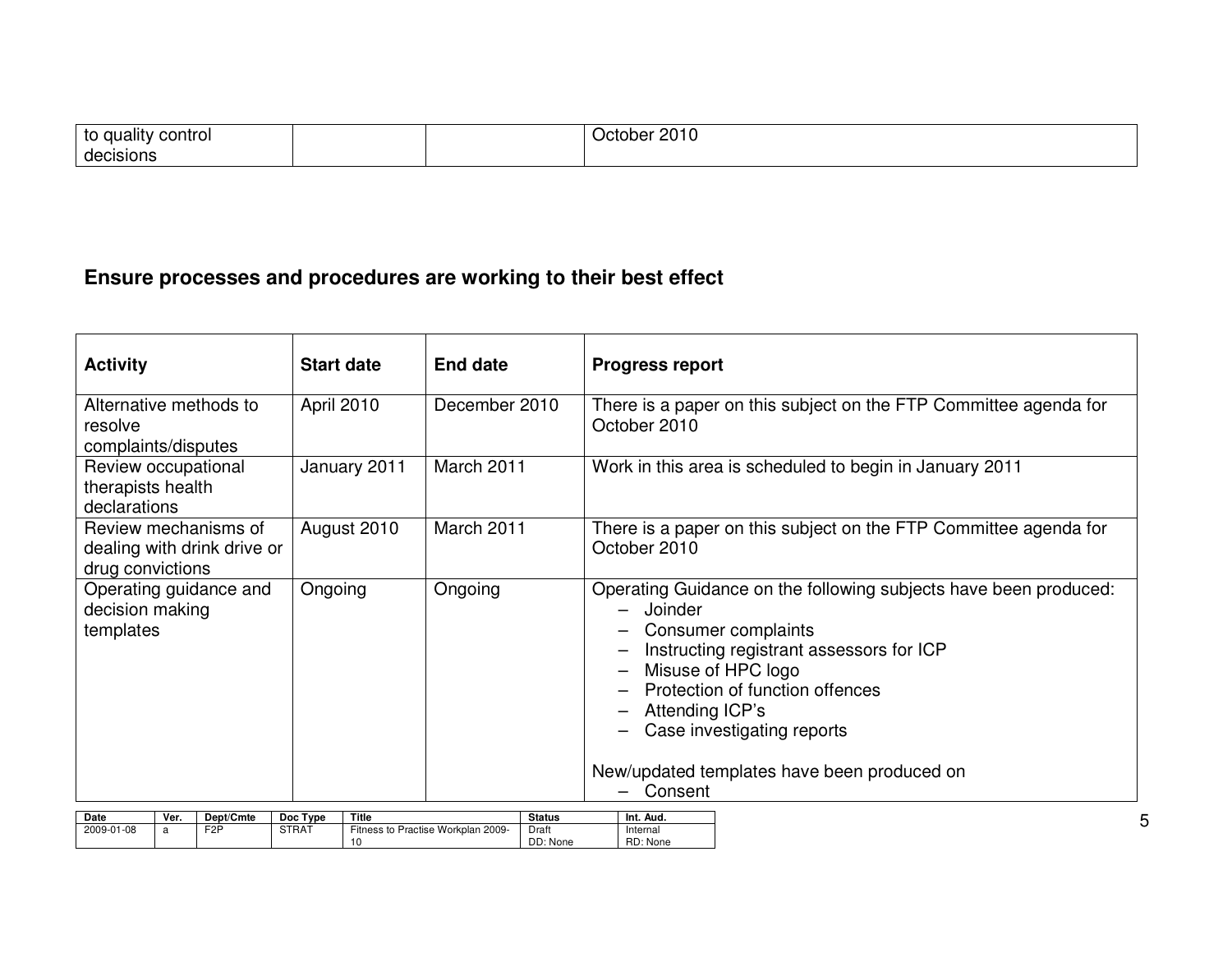| to quality control decisions | | | October 2010 |
|---|---|---|---|

## Ensure processes and procedures are working to their best effect

| Activity | Start date | End date | Progress report |
|---|---|---|---|
| Alternative methods to resolve complaints/disputes | April 2010 | December 2010 | There is a paper on this subject on the FTP Committee agenda for October 2010 |
| Review occupational therapists health declarations | January 2011 | March 2011 | Work in this area is scheduled to begin in January 2011 |
| Review mechanisms of dealing with drink drive or drug convictions | August 2010 | March 2011 | There is a paper on this subject on the FTP Committee agenda for October 2010 |
| Operating guidance and decision making templates | Ongoing | Ongoing | Operating Guidance on the following subjects have been produced:<br>– Joinder<br>– Consumer complaints<br>– Instructing registrant assessors for ICP<br>– Misuse of HPC logo<br>– Protection of function offences<br>– Attending ICP's<br>– Case investigating reports<br><br>New/updated templates have been produced on<br>– Consent |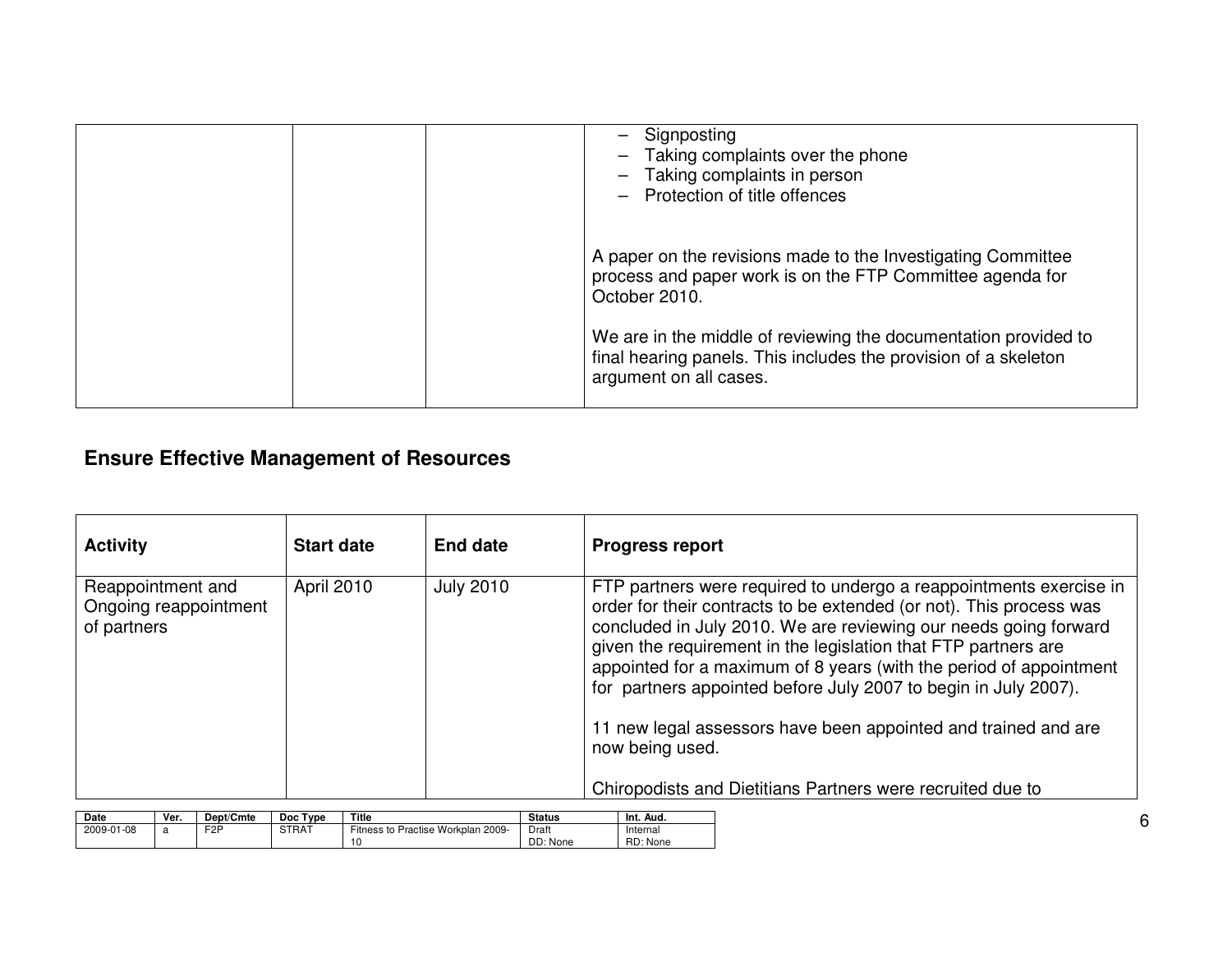| | | | |
|---|---|---|---|
| | | | – Signposting<br>– Taking complaints over the phone<br>– Taking complaints in person<br>– Protection of title offences<br><br>A paper on the revisions made to the Investigating Committee process and paper work is on the FTP Committee agenda for October 2010.<br><br>We are in the middle of reviewing the documentation provided to final hearing panels. This includes the provision of a skeleton argument on all cases. |

## Ensure Effective Management of Resources

| Activity | Start date | End date | Progress report |
|---|---|---|---|
| Reappointment and Ongoing reappointment of partners | April 2010 | July 2010 | FTP partners were required to undergo a reappointments exercise in order for their contracts to be extended (or not). This process was concluded in July 2010. We are reviewing our needs going forward given the requirement in the legislation that FTP partners are appointed for a maximum of 8 years (with the period of appointment for partners appointed before July 2007 to begin in July 2007).<br><br>11 new legal assessors have been appointed and trained and are now being used.<br><br>Chiropodists and Dietitians Partners were recruited due to |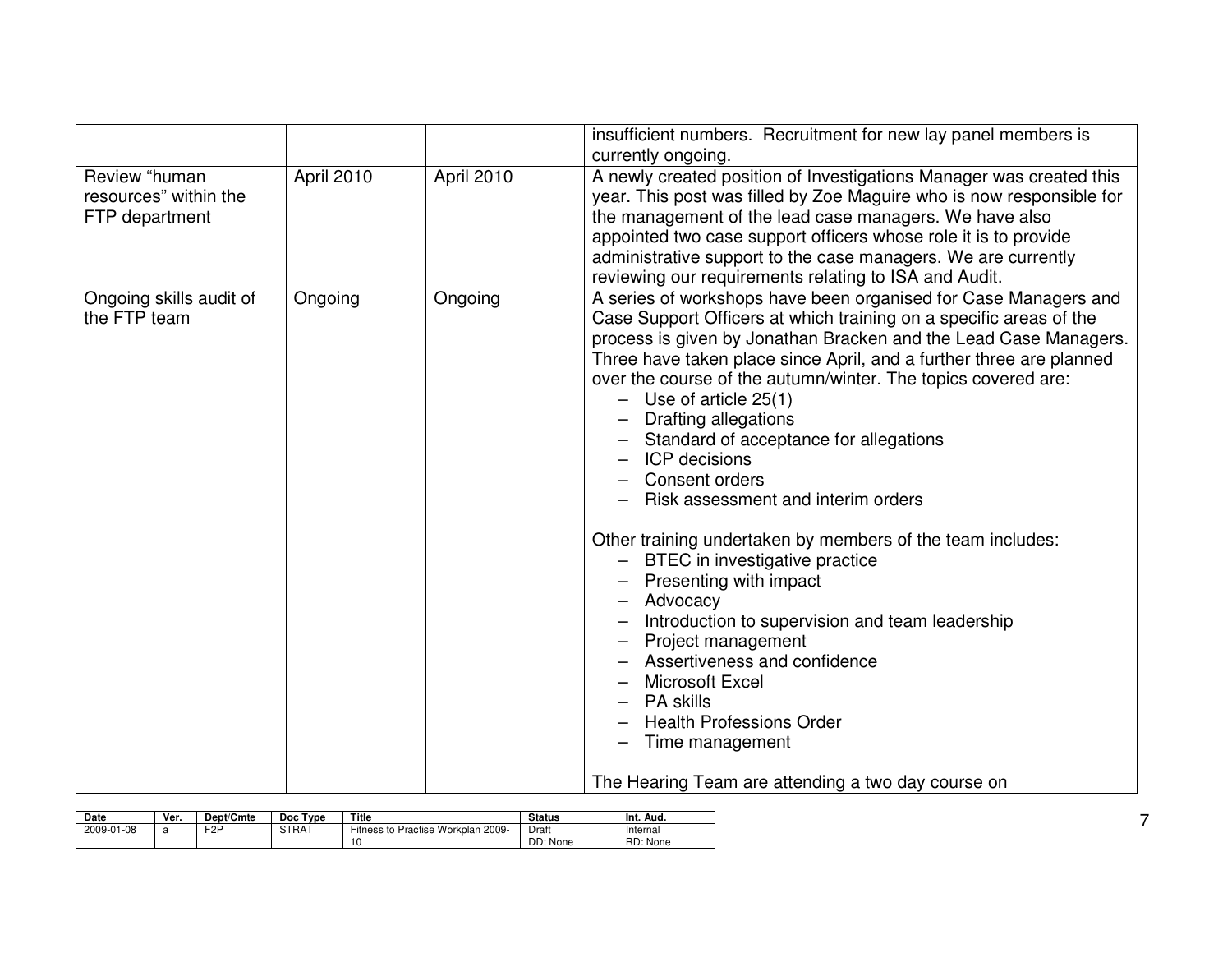| | | | |
|---|---|---|---|
| | | | insufficient numbers. Recruitment for new lay panel members is currently ongoing. |
| Review "human resources" within the FTP department | April 2010 | April 2010 | A newly created position of Investigations Manager was created this year. This post was filled by Zoe Maguire who is now responsible for the management of the lead case managers. We have also appointed two case support officers whose role it is to provide administrative support to the case managers. We are currently reviewing our requirements relating to ISA and Audit. |
| Ongoing skills audit of the FTP team | Ongoing | Ongoing | A series of workshops have been organised for Case Managers and Case Support Officers at which training on a specific areas of the process is given by Jonathan Bracken and the Lead Case Managers. Three have taken place since April, and a further three are planned over the course of the autumn/winter. The topics covered are:<br>– Use of article 25(1)<br>– Drafting allegations<br>– Standard of acceptance for allegations<br>– ICP decisions<br>– Consent orders<br>– Risk assessment and interim orders<br><br>Other training undertaken by members of the team includes:<br>– BTEC in investigative practice<br>– Presenting with impact<br>– Advocacy<br>– Introduction to supervision and team leadership<br>– Project management<br>– Assertiveness and confidence<br>– Microsoft Excel<br>– PA skills<br>– Health Professions Order<br>– Time management<br><br>The Hearing Team are attending a two day course on |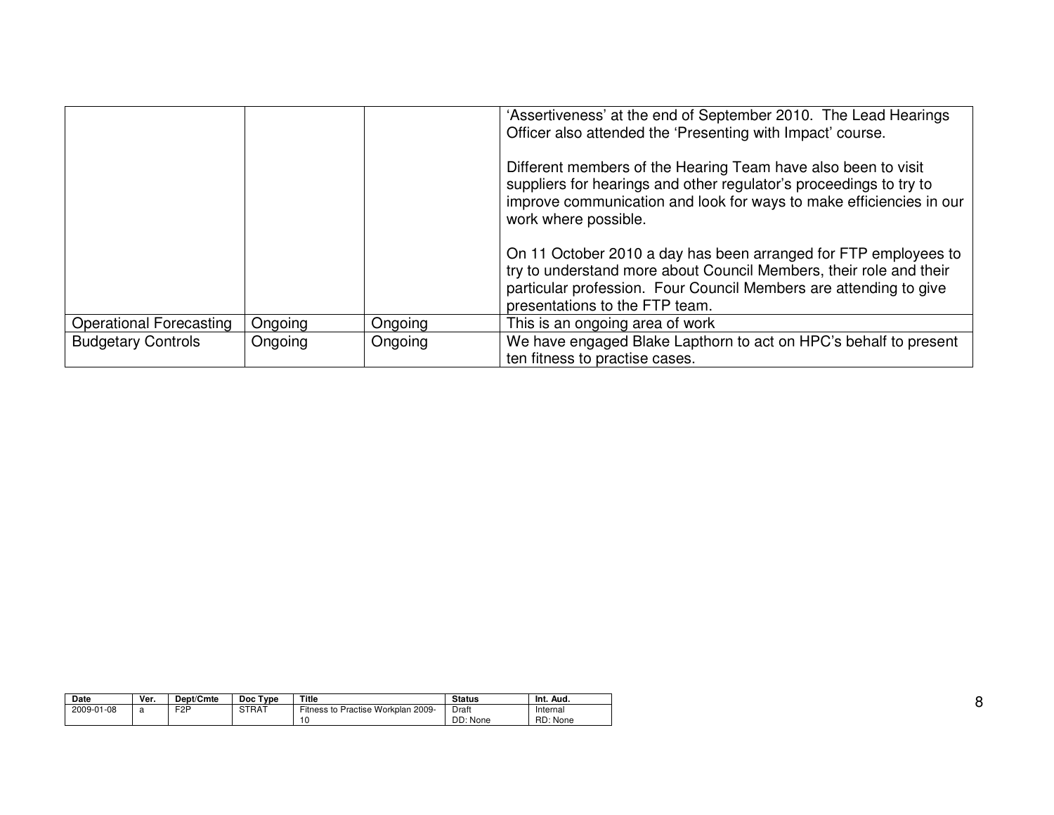| | | | |
|---|---|---|---|
| | | | 'Assertiveness' at the end of September 2010. The Lead Hearings Officer also attended the 'Presenting with Impact' course.<br><br>Different members of the Hearing Team have also been to visit suppliers for hearings and other regulator's proceedings to try to improve communication and look for ways to make efficiencies in our work where possible.<br><br>On 11 October 2010 a day has been arranged for FTP employees to try to understand more about Council Members, their role and their particular profession. Four Council Members are attending to give presentations to the FTP team. |
| Operational Forecasting | Ongoing | Ongoing | This is an ongoing area of work |
| Budgetary Controls | Ongoing | Ongoing | We have engaged Blake Lapthorn to act on HPC's behalf to present ten fitness to practise cases. |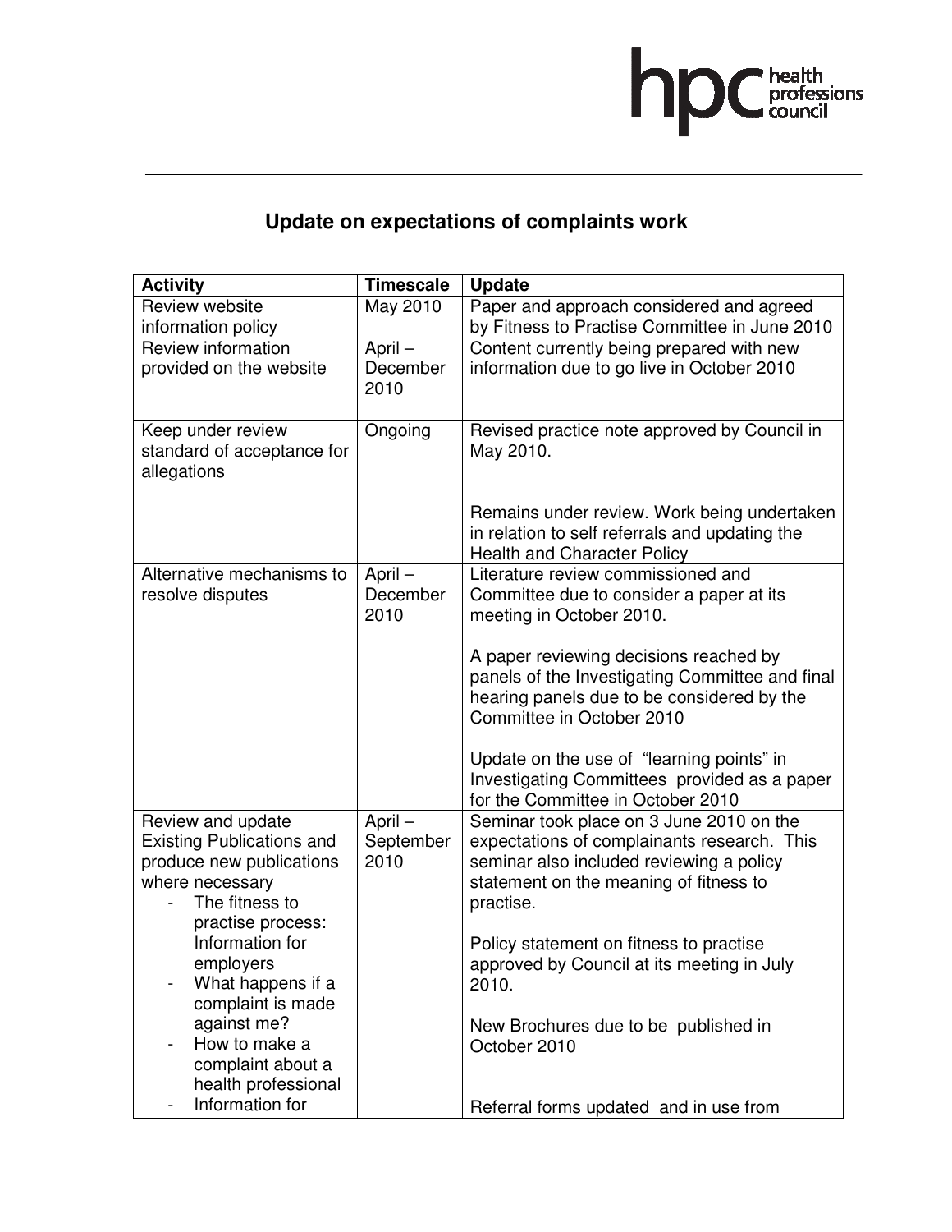# Update on expectations of complaints work

| Activity | Timescale | Update |
|---|---|---|
| Review website information policy | May 2010 | Paper and approach considered and agreed by Fitness to Practise Committee in June 2010 |
| Review information provided on the website | April – December 2010 | Content currently being prepared with new information due to go live in October 2010 |
| Keep under review standard of acceptance for allegations | Ongoing | Revised practice note approved by Council in May 2010.<br><br>Remains under review. Work being undertaken in relation to self referrals and updating the Health and Character Policy |
| Alternative mechanisms to resolve disputes | April – December 2010 | Literature review commissioned and Committee due to consider a paper at its meeting in October 2010.<br><br>A paper reviewing decisions reached by panels of the Investigating Committee and final hearing panels due to be considered by the Committee in October 2010<br><br>Update on the use of "learning points" in Investigating Committees provided as a paper for the Committee in October 2010 |
| Review and update Existing Publications and produce new publications where necessary<br>- The fitness to practise process: Information for employers<br>- What happens if a complaint is made against me?<br>- How to make a complaint about a health professional<br>- Information for | April – September 2010 | Seminar took place on 3 June 2010 on the expectations of complainants research. This seminar also included reviewing a policy statement on the meaning of fitness to practise.<br><br>Policy statement on fitness to practise approved by Council at its meeting in July 2010.<br><br>New Brochures due to be published in October 2010<br><br>Referral forms updated and in use from |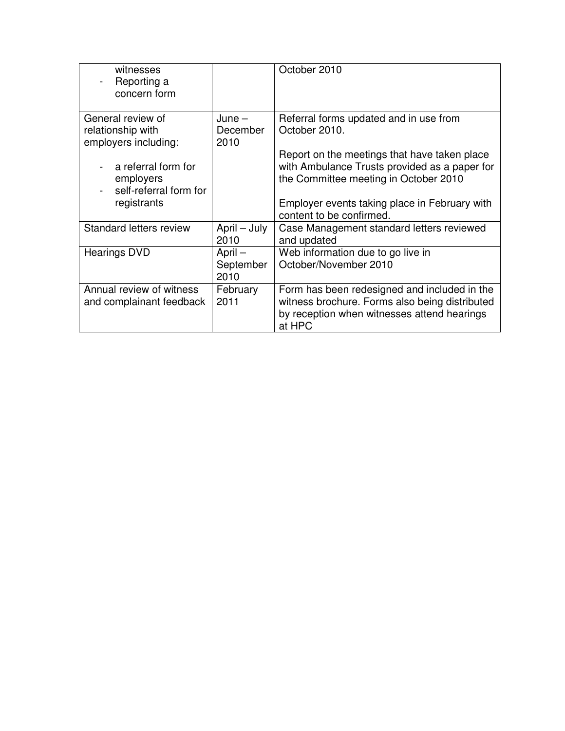| | | |
|---|---|---|
| witnesses<br>- Reporting a concern form | | October 2010 |
| General review of relationship with employers including:<br>- a referral form for employers<br>- self-referral form for registrants | June – December 2010 | Referral forms updated and in use from October 2010.<br><br>Report on the meetings that have taken place with Ambulance Trusts provided as a paper for the Committee meeting in October 2010<br><br>Employer events taking place in February with content to be confirmed. |
| Standard letters review | April – July 2010 | Case Management standard letters reviewed and updated |
| Hearings DVD | April – September 2010 | Web information due to go live in October/November 2010 |
| Annual review of witness and complainant feedback | February 2011 | Form has been redesigned and included in the witness brochure. Forms also being distributed by reception when witnesses attend hearings at HPC |